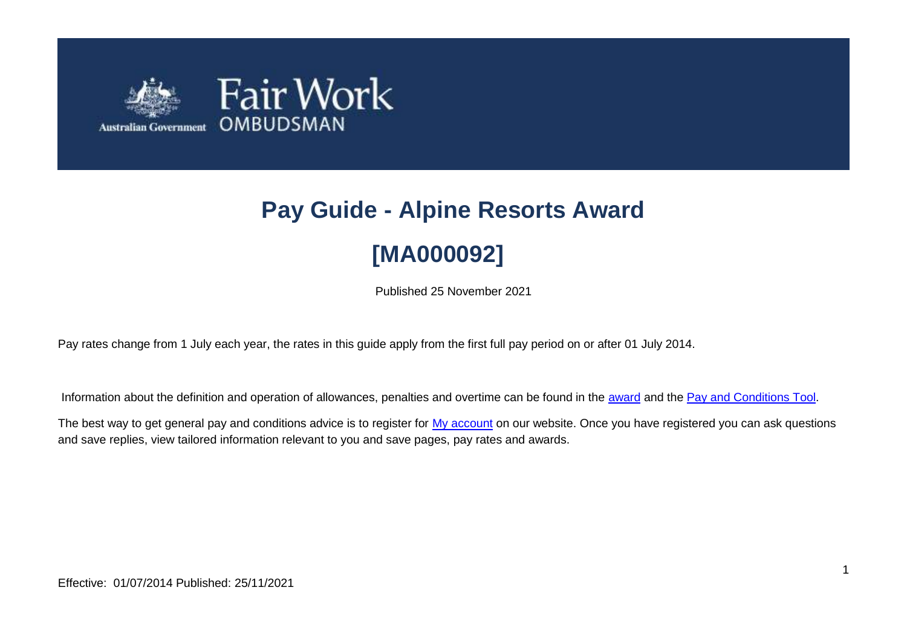# Pay Guide - Alpine Resorts Award

# [MA000092]

Published 25 November 2021

Pay rates change from 1 July each year, the rates in this guide apply from the first full pay period on or after 01 July 2014.

Information about the definition and operation of allowances, penalties and overtime can be found in the award and the Pay and Conditions Tool.

The best way to get general pay and conditions advice is to register for My account on our website. Once you have registered you can ask questions and save replies, view tailored information relevant to you and save pages, pay rates and awards.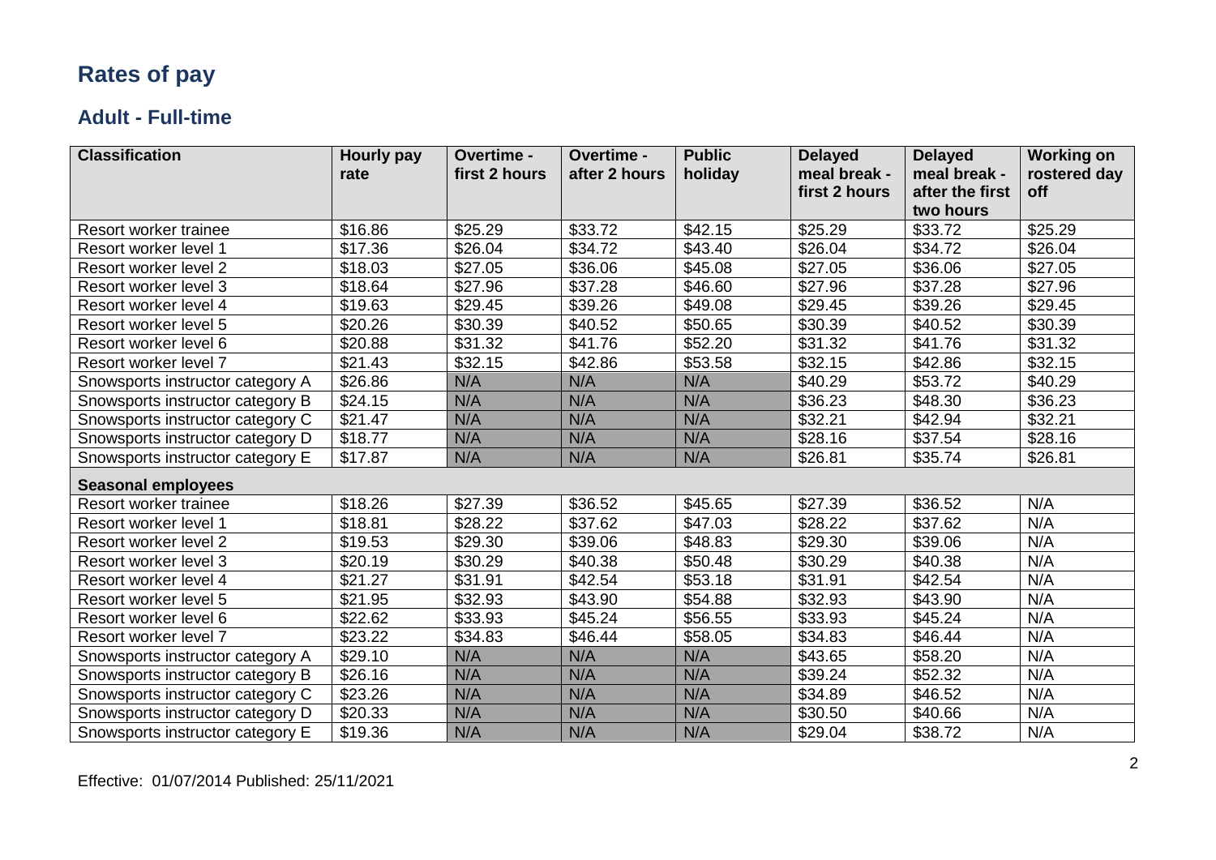# Rates of pay

## Adult - Full-time

| Classification | Hourly pay rate | Overtime - first 2 hours | Overtime - after 2 hours | Public holiday | Delayed meal break - first 2 hours | Delayed meal break - after the first two hours | Working on rostered day off |
|---|---|---|---|---|---|---|---|
| Resort worker trainee | $16.86 | $25.29 | $33.72 | $42.15 | $25.29 | $33.72 | $25.29 |
| Resort worker level 1 | $17.36 | $26.04 | $34.72 | $43.40 | $26.04 | $34.72 | $26.04 |
| Resort worker level 2 | $18.03 | $27.05 | $36.06 | $45.08 | $27.05 | $36.06 | $27.05 |
| Resort worker level 3 | $18.64 | $27.96 | $37.28 | $46.60 | $27.96 | $37.28 | $27.96 |
| Resort worker level 4 | $19.63 | $29.45 | $39.26 | $49.08 | $29.45 | $39.26 | $29.45 |
| Resort worker level 5 | $20.26 | $30.39 | $40.52 | $50.65 | $30.39 | $40.52 | $30.39 |
| Resort worker level 6 | $20.88 | $31.32 | $41.76 | $52.20 | $31.32 | $41.76 | $31.32 |
| Resort worker level 7 | $21.43 | $32.15 | $42.86 | $53.58 | $32.15 | $42.86 | $32.15 |
| Snowsports instructor category A | $26.86 | N/A | N/A | N/A | $40.29 | $53.72 | $40.29 |
| Snowsports instructor category B | $24.15 | N/A | N/A | N/A | $36.23 | $48.30 | $36.23 |
| Snowsports instructor category C | $21.47 | N/A | N/A | N/A | $32.21 | $42.94 | $32.21 |
| Snowsports instructor category D | $18.77 | N/A | N/A | N/A | $28.16 | $37.54 | $28.16 |
| Snowsports instructor category E | $17.87 | N/A | N/A | N/A | $26.81 | $35.74 | $26.81 |
| **Seasonal employees** | | | | | | | |
| Resort worker trainee | $18.26 | $27.39 | $36.52 | $45.65 | $27.39 | $36.52 | N/A |
| Resort worker level 1 | $18.81 | $28.22 | $37.62 | $47.03 | $28.22 | $37.62 | N/A |
| Resort worker level 2 | $19.53 | $29.30 | $39.06 | $48.83 | $29.30 | $39.06 | N/A |
| Resort worker level 3 | $20.19 | $30.29 | $40.38 | $50.48 | $30.29 | $40.38 | N/A |
| Resort worker level 4 | $21.27 | $31.91 | $42.54 | $53.18 | $31.91 | $42.54 | N/A |
| Resort worker level 5 | $21.95 | $32.93 | $43.90 | $54.88 | $32.93 | $43.90 | N/A |
| Resort worker level 6 | $22.62 | $33.93 | $45.24 | $56.55 | $33.93 | $45.24 | N/A |
| Resort worker level 7 | $23.22 | $34.83 | $46.44 | $58.05 | $34.83 | $46.44 | N/A |
| Snowsports instructor category A | $29.10 | N/A | N/A | N/A | $43.65 | $58.20 | N/A |
| Snowsports instructor category B | $26.16 | N/A | N/A | N/A | $39.24 | $52.32 | N/A |
| Snowsports instructor category C | $23.26 | N/A | N/A | N/A | $34.89 | $46.52 | N/A |
| Snowsports instructor category D | $20.33 | N/A | N/A | N/A | $30.50 | $40.66 | N/A |
| Snowsports instructor category E | $19.36 | N/A | N/A | N/A | $29.04 | $38.72 | N/A |

Effective: 01/07/2014 Published: 25/11/2021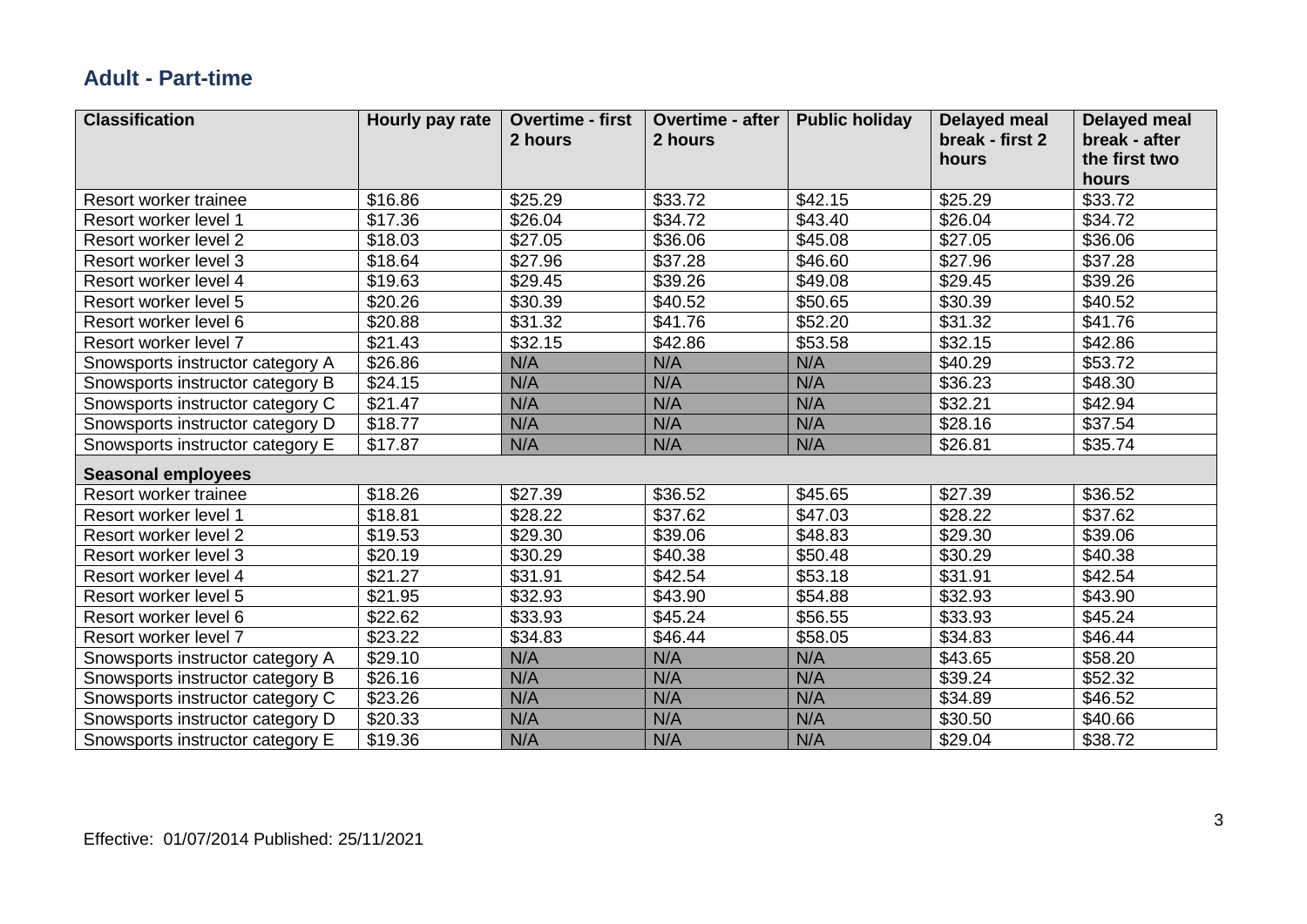## Adult - Part-time

| Classification | Hourly pay rate | Overtime - first 2 hours | Overtime - after 2 hours | Public holiday | Delayed meal break - first 2 hours | Delayed meal break - after the first two hours |
|---|---|---|---|---|---|---|
| Resort worker trainee | $16.86 | $25.29 | $33.72 | $42.15 | $25.29 | $33.72 |
| Resort worker level 1 | $17.36 | $26.04 | $34.72 | $43.40 | $26.04 | $34.72 |
| Resort worker level 2 | $18.03 | $27.05 | $36.06 | $45.08 | $27.05 | $36.06 |
| Resort worker level 3 | $18.64 | $27.96 | $37.28 | $46.60 | $27.96 | $37.28 |
| Resort worker level 4 | $19.63 | $29.45 | $39.26 | $49.08 | $29.45 | $39.26 |
| Resort worker level 5 | $20.26 | $30.39 | $40.52 | $50.65 | $30.39 | $40.52 |
| Resort worker level 6 | $20.88 | $31.32 | $41.76 | $52.20 | $31.32 | $41.76 |
| Resort worker level 7 | $21.43 | $32.15 | $42.86 | $53.58 | $32.15 | $42.86 |
| Snowsports instructor category A | $26.86 | N/A | N/A | N/A | $40.29 | $53.72 |
| Snowsports instructor category B | $24.15 | N/A | N/A | N/A | $36.23 | $48.30 |
| Snowsports instructor category C | $21.47 | N/A | N/A | N/A | $32.21 | $42.94 |
| Snowsports instructor category D | $18.77 | N/A | N/A | N/A | $28.16 | $37.54 |
| Snowsports instructor category E | $17.87 | N/A | N/A | N/A | $26.81 | $35.74 |
| **Seasonal employees** | | | | | | |
| Resort worker trainee | $18.26 | $27.39 | $36.52 | $45.65 | $27.39 | $36.52 |
| Resort worker level 1 | $18.81 | $28.22 | $37.62 | $47.03 | $28.22 | $37.62 |
| Resort worker level 2 | $19.53 | $29.30 | $39.06 | $48.83 | $29.30 | $39.06 |
| Resort worker level 3 | $20.19 | $30.29 | $40.38 | $50.48 | $30.29 | $40.38 |
| Resort worker level 4 | $21.27 | $31.91 | $42.54 | $53.18 | $31.91 | $42.54 |
| Resort worker level 5 | $21.95 | $32.93 | $43.90 | $54.88 | $32.93 | $43.90 |
| Resort worker level 6 | $22.62 | $33.93 | $45.24 | $56.55 | $33.93 | $45.24 |
| Resort worker level 7 | $23.22 | $34.83 | $46.44 | $58.05 | $34.83 | $46.44 |
| Snowsports instructor category A | $29.10 | N/A | N/A | N/A | $43.65 | $58.20 |
| Snowsports instructor category B | $26.16 | N/A | N/A | N/A | $39.24 | $52.32 |
| Snowsports instructor category C | $23.26 | N/A | N/A | N/A | $34.89 | $46.52 |
| Snowsports instructor category D | $20.33 | N/A | N/A | N/A | $30.50 | $40.66 |
| Snowsports instructor category E | $19.36 | N/A | N/A | N/A | $29.04 | $38.72 |

Effective: 01/07/2014 Published: 25/11/2021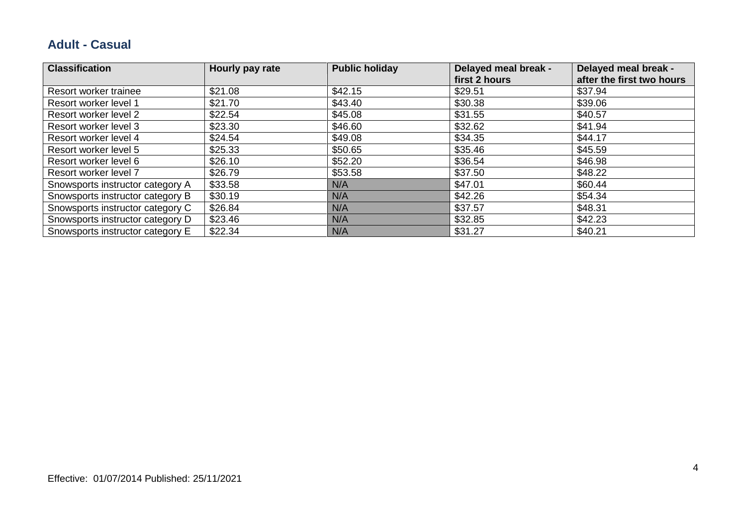## Adult - Casual

| Classification | Hourly pay rate | Public holiday | Delayed meal break - first 2 hours | Delayed meal break - after the first two hours |
|---|---|---|---|---|
| Resort worker trainee | $21.08 | $42.15 | $29.51 | $37.94 |
| Resort worker level 1 | $21.70 | $43.40 | $30.38 | $39.06 |
| Resort worker level 2 | $22.54 | $45.08 | $31.55 | $40.57 |
| Resort worker level 3 | $23.30 | $46.60 | $32.62 | $41.94 |
| Resort worker level 4 | $24.54 | $49.08 | $34.35 | $44.17 |
| Resort worker level 5 | $25.33 | $50.65 | $35.46 | $45.59 |
| Resort worker level 6 | $26.10 | $52.20 | $36.54 | $46.98 |
| Resort worker level 7 | $26.79 | $53.58 | $37.50 | $48.22 |
| Snowsports instructor category A | $33.58 | N/A | $47.01 | $60.44 |
| Snowsports instructor category B | $30.19 | N/A | $42.26 | $54.34 |
| Snowsports instructor category C | $26.84 | N/A | $37.57 | $48.31 |
| Snowsports instructor category D | $23.46 | N/A | $32.85 | $42.23 |
| Snowsports instructor category E | $22.34 | N/A | $31.27 | $40.21 |

Effective: 01/07/2014 Published: 25/11/2021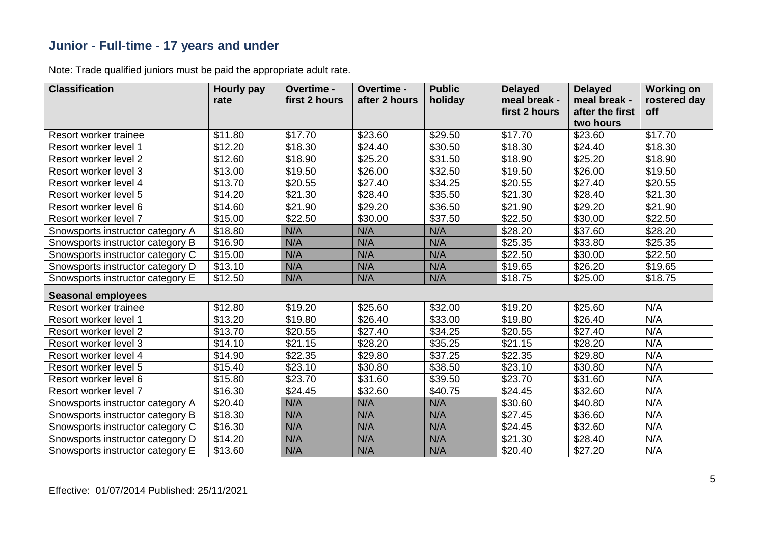## Junior - Full-time - 17 years and under

Note: Trade qualified juniors must be paid the appropriate adult rate.

| Classification | Hourly pay rate | Overtime - first 2 hours | Overtime - after 2 hours | Public holiday | Delayed meal break - first 2 hours | Delayed meal break - after the first two hours | Working on rostered day off |
|---|---|---|---|---|---|---|---|
| Resort worker trainee | $11.80 | $17.70 | $23.60 | $29.50 | $17.70 | $23.60 | $17.70 |
| Resort worker level 1 | $12.20 | $18.30 | $24.40 | $30.50 | $18.30 | $24.40 | $18.30 |
| Resort worker level 2 | $12.60 | $18.90 | $25.20 | $31.50 | $18.90 | $25.20 | $18.90 |
| Resort worker level 3 | $13.00 | $19.50 | $26.00 | $32.50 | $19.50 | $26.00 | $19.50 |
| Resort worker level 4 | $13.70 | $20.55 | $27.40 | $34.25 | $20.55 | $27.40 | $20.55 |
| Resort worker level 5 | $14.20 | $21.30 | $28.40 | $35.50 | $21.30 | $28.40 | $21.30 |
| Resort worker level 6 | $14.60 | $21.90 | $29.20 | $36.50 | $21.90 | $29.20 | $21.90 |
| Resort worker level 7 | $15.00 | $22.50 | $30.00 | $37.50 | $22.50 | $30.00 | $22.50 |
| Snowsports instructor category A | $18.80 | N/A | N/A | N/A | $28.20 | $37.60 | $28.20 |
| Snowsports instructor category B | $16.90 | N/A | N/A | N/A | $25.35 | $33.80 | $25.35 |
| Snowsports instructor category C | $15.00 | N/A | N/A | N/A | $22.50 | $30.00 | $22.50 |
| Snowsports instructor category D | $13.10 | N/A | N/A | N/A | $19.65 | $26.20 | $19.65 |
| Snowsports instructor category E | $12.50 | N/A | N/A | N/A | $18.75 | $25.00 | $18.75 |
| **Seasonal employees** | | | | | | | |
| Resort worker trainee | $12.80 | $19.20 | $25.60 | $32.00 | $19.20 | $25.60 | N/A |
| Resort worker level 1 | $13.20 | $19.80 | $26.40 | $33.00 | $19.80 | $26.40 | N/A |
| Resort worker level 2 | $13.70 | $20.55 | $27.40 | $34.25 | $20.55 | $27.40 | N/A |
| Resort worker level 3 | $14.10 | $21.15 | $28.20 | $35.25 | $21.15 | $28.20 | N/A |
| Resort worker level 4 | $14.90 | $22.35 | $29.80 | $37.25 | $22.35 | $29.80 | N/A |
| Resort worker level 5 | $15.40 | $23.10 | $30.80 | $38.50 | $23.10 | $30.80 | N/A |
| Resort worker level 6 | $15.80 | $23.70 | $31.60 | $39.50 | $23.70 | $31.60 | N/A |
| Resort worker level 7 | $16.30 | $24.45 | $32.60 | $40.75 | $24.45 | $32.60 | N/A |
| Snowsports instructor category A | $20.40 | N/A | N/A | N/A | $30.60 | $40.80 | N/A |
| Snowsports instructor category B | $18.30 | N/A | N/A | N/A | $27.45 | $36.60 | N/A |
| Snowsports instructor category C | $16.30 | N/A | N/A | N/A | $24.45 | $32.60 | N/A |
| Snowsports instructor category D | $14.20 | N/A | N/A | N/A | $21.30 | $28.40 | N/A |
| Snowsports instructor category E | $13.60 | N/A | N/A | N/A | $20.40 | $27.20 | N/A |

Effective: 01/07/2014 Published: 25/11/2021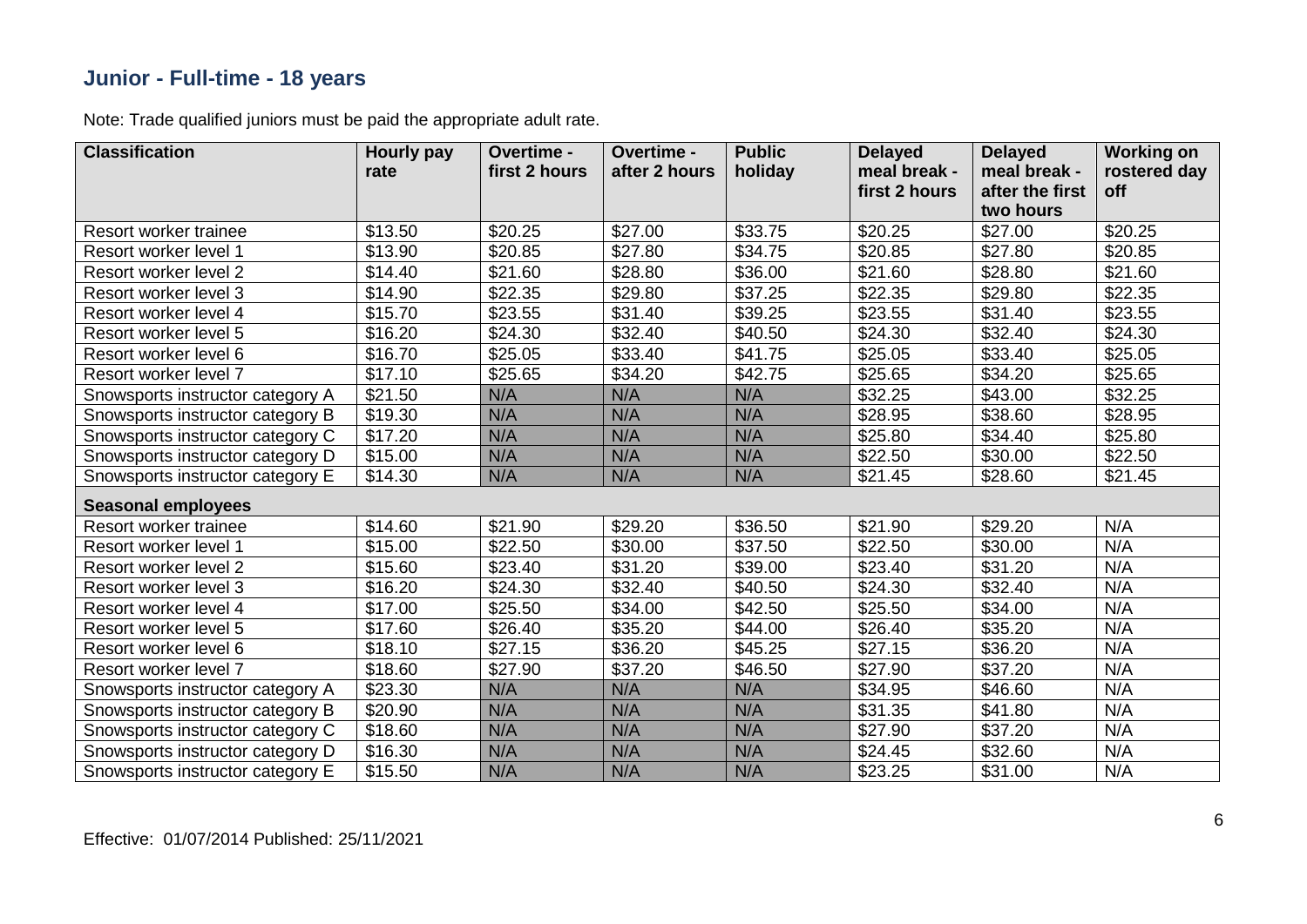## Junior - Full-time - 18 years

Note: Trade qualified juniors must be paid the appropriate adult rate.

| Classification | Hourly pay rate | Overtime - first 2 hours | Overtime - after 2 hours | Public holiday | Delayed meal break - first 2 hours | Delayed meal break - after the first two hours | Working on rostered day off |
|---|---|---|---|---|---|---|---|
| Resort worker trainee | $13.50 | $20.25 | $27.00 | $33.75 | $20.25 | $27.00 | $20.25 |
| Resort worker level 1 | $13.90 | $20.85 | $27.80 | $34.75 | $20.85 | $27.80 | $20.85 |
| Resort worker level 2 | $14.40 | $21.60 | $28.80 | $36.00 | $21.60 | $28.80 | $21.60 |
| Resort worker level 3 | $14.90 | $22.35 | $29.80 | $37.25 | $22.35 | $29.80 | $22.35 |
| Resort worker level 4 | $15.70 | $23.55 | $31.40 | $39.25 | $23.55 | $31.40 | $23.55 |
| Resort worker level 5 | $16.20 | $24.30 | $32.40 | $40.50 | $24.30 | $32.40 | $24.30 |
| Resort worker level 6 | $16.70 | $25.05 | $33.40 | $41.75 | $25.05 | $33.40 | $25.05 |
| Resort worker level 7 | $17.10 | $25.65 | $34.20 | $42.75 | $25.65 | $34.20 | $25.65 |
| Snowsports instructor category A | $21.50 | N/A | N/A | N/A | $32.25 | $43.00 | $32.25 |
| Snowsports instructor category B | $19.30 | N/A | N/A | N/A | $28.95 | $38.60 | $28.95 |
| Snowsports instructor category C | $17.20 | N/A | N/A | N/A | $25.80 | $34.40 | $25.80 |
| Snowsports instructor category D | $15.00 | N/A | N/A | N/A | $22.50 | $30.00 | $22.50 |
| Snowsports instructor category E | $14.30 | N/A | N/A | N/A | $21.45 | $28.60 | $21.45 |
| **Seasonal employees** | | | | | | | |
| Resort worker trainee | $14.60 | $21.90 | $29.20 | $36.50 | $21.90 | $29.20 | N/A |
| Resort worker level 1 | $15.00 | $22.50 | $30.00 | $37.50 | $22.50 | $30.00 | N/A |
| Resort worker level 2 | $15.60 | $23.40 | $31.20 | $39.00 | $23.40 | $31.20 | N/A |
| Resort worker level 3 | $16.20 | $24.30 | $32.40 | $40.50 | $24.30 | $32.40 | N/A |
| Resort worker level 4 | $17.00 | $25.50 | $34.00 | $42.50 | $25.50 | $34.00 | N/A |
| Resort worker level 5 | $17.60 | $26.40 | $35.20 | $44.00 | $26.40 | $35.20 | N/A |
| Resort worker level 6 | $18.10 | $27.15 | $36.20 | $45.25 | $27.15 | $36.20 | N/A |
| Resort worker level 7 | $18.60 | $27.90 | $37.20 | $46.50 | $27.90 | $37.20 | N/A |
| Snowsports instructor category A | $23.30 | N/A | N/A | N/A | $34.95 | $46.60 | N/A |
| Snowsports instructor category B | $20.90 | N/A | N/A | N/A | $31.35 | $41.80 | N/A |
| Snowsports instructor category C | $18.60 | N/A | N/A | N/A | $27.90 | $37.20 | N/A |
| Snowsports instructor category D | $16.30 | N/A | N/A | N/A | $24.45 | $32.60 | N/A |
| Snowsports instructor category E | $15.50 | N/A | N/A | N/A | $23.25 | $31.00 | N/A |

Effective: 01/07/2014 Published: 25/11/2021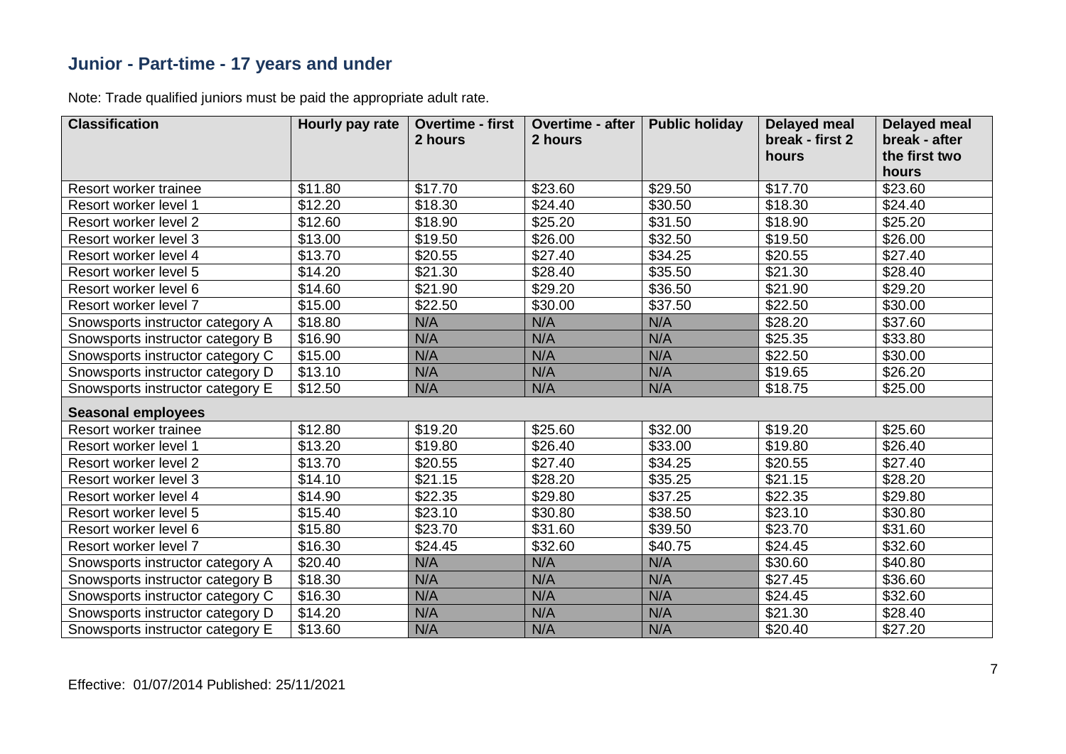## Junior - Part-time - 17 years and under

Note: Trade qualified juniors must be paid the appropriate adult rate.

| Classification | Hourly pay rate | Overtime - first 2 hours | Overtime - after 2 hours | Public holiday | Delayed meal break - first 2 hours | Delayed meal break - after the first two hours |
|---|---|---|---|---|---|---|
| Resort worker trainee | $11.80 | $17.70 | $23.60 | $29.50 | $17.70 | $23.60 |
| Resort worker level 1 | $12.20 | $18.30 | $24.40 | $30.50 | $18.30 | $24.40 |
| Resort worker level 2 | $12.60 | $18.90 | $25.20 | $31.50 | $18.90 | $25.20 |
| Resort worker level 3 | $13.00 | $19.50 | $26.00 | $32.50 | $19.50 | $26.00 |
| Resort worker level 4 | $13.70 | $20.55 | $27.40 | $34.25 | $20.55 | $27.40 |
| Resort worker level 5 | $14.20 | $21.30 | $28.40 | $35.50 | $21.30 | $28.40 |
| Resort worker level 6 | $14.60 | $21.90 | $29.20 | $36.50 | $21.90 | $29.20 |
| Resort worker level 7 | $15.00 | $22.50 | $30.00 | $37.50 | $22.50 | $30.00 |
| Snowsports instructor category A | $18.80 | N/A | N/A | N/A | $28.20 | $37.60 |
| Snowsports instructor category B | $16.90 | N/A | N/A | N/A | $25.35 | $33.80 |
| Snowsports instructor category C | $15.00 | N/A | N/A | N/A | $22.50 | $30.00 |
| Snowsports instructor category D | $13.10 | N/A | N/A | N/A | $19.65 | $26.20 |
| Snowsports instructor category E | $12.50 | N/A | N/A | N/A | $18.75 | $25.00 |
| **Seasonal employees** | | | | | | |
| Resort worker trainee | $12.80 | $19.20 | $25.60 | $32.00 | $19.20 | $25.60 |
| Resort worker level 1 | $13.20 | $19.80 | $26.40 | $33.00 | $19.80 | $26.40 |
| Resort worker level 2 | $13.70 | $20.55 | $27.40 | $34.25 | $20.55 | $27.40 |
| Resort worker level 3 | $14.10 | $21.15 | $28.20 | $35.25 | $21.15 | $28.20 |
| Resort worker level 4 | $14.90 | $22.35 | $29.80 | $37.25 | $22.35 | $29.80 |
| Resort worker level 5 | $15.40 | $23.10 | $30.80 | $38.50 | $23.10 | $30.80 |
| Resort worker level 6 | $15.80 | $23.70 | $31.60 | $39.50 | $23.70 | $31.60 |
| Resort worker level 7 | $16.30 | $24.45 | $32.60 | $40.75 | $24.45 | $32.60 |
| Snowsports instructor category A | $20.40 | N/A | N/A | N/A | $30.60 | $40.80 |
| Snowsports instructor category B | $18.30 | N/A | N/A | N/A | $27.45 | $36.60 |
| Snowsports instructor category C | $16.30 | N/A | N/A | N/A | $24.45 | $32.60 |
| Snowsports instructor category D | $14.20 | N/A | N/A | N/A | $21.30 | $28.40 |
| Snowsports instructor category E | $13.60 | N/A | N/A | N/A | $20.40 | $27.20 |

Effective: 01/07/2014 Published: 25/11/2021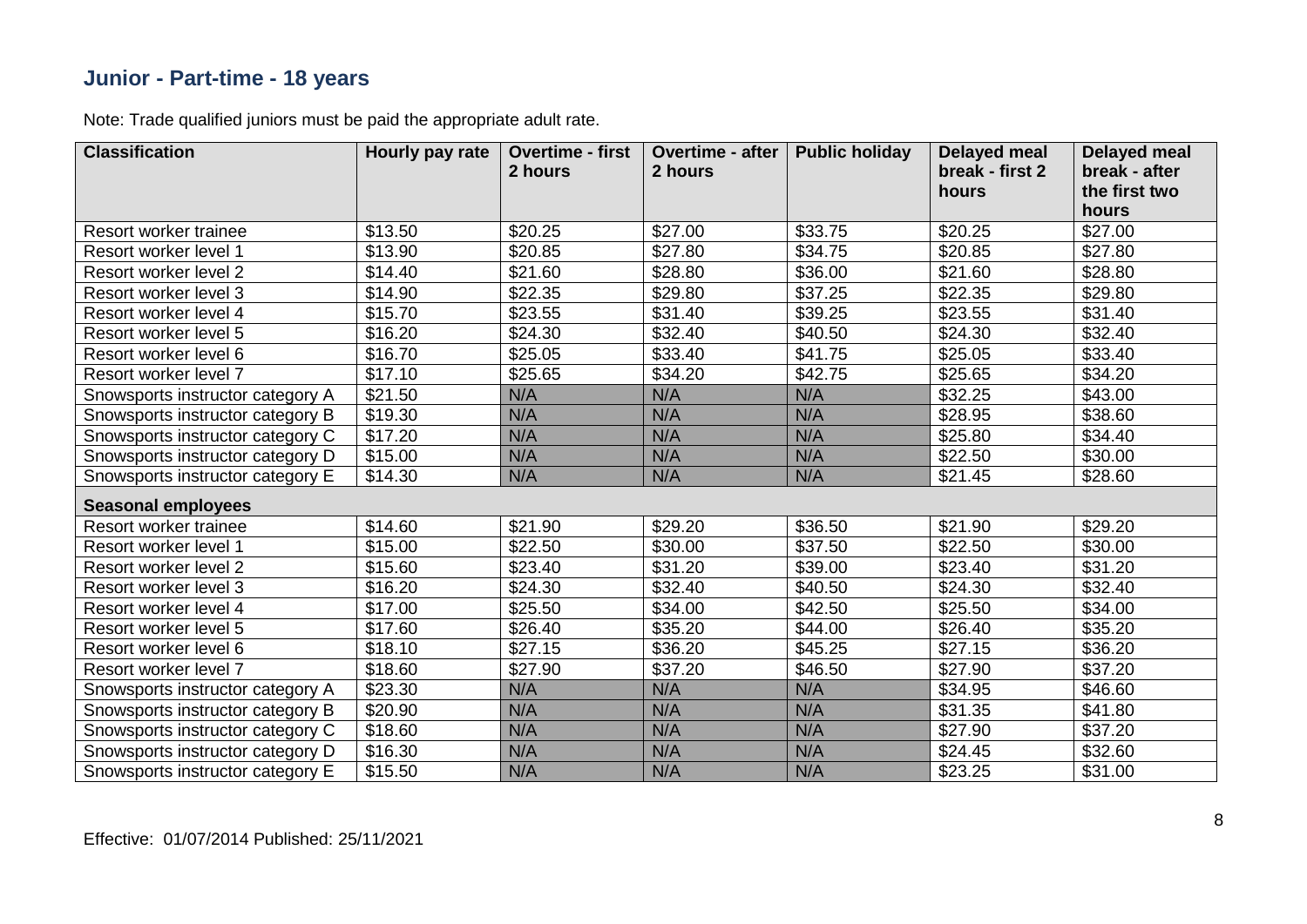## Junior - Part-time - 18 years

Note: Trade qualified juniors must be paid the appropriate adult rate.

| Classification | Hourly pay rate | Overtime - first 2 hours | Overtime - after 2 hours | Public holiday | Delayed meal break - first 2 hours | Delayed meal break - after the first two hours |
|---|---|---|---|---|---|---|
| Resort worker trainee | $13.50 | $20.25 | $27.00 | $33.75 | $20.25 | $27.00 |
| Resort worker level 1 | $13.90 | $20.85 | $27.80 | $34.75 | $20.85 | $27.80 |
| Resort worker level 2 | $14.40 | $21.60 | $28.80 | $36.00 | $21.60 | $28.80 |
| Resort worker level 3 | $14.90 | $22.35 | $29.80 | $37.25 | $22.35 | $29.80 |
| Resort worker level 4 | $15.70 | $23.55 | $31.40 | $39.25 | $23.55 | $31.40 |
| Resort worker level 5 | $16.20 | $24.30 | $32.40 | $40.50 | $24.30 | $32.40 |
| Resort worker level 6 | $16.70 | $25.05 | $33.40 | $41.75 | $25.05 | $33.40 |
| Resort worker level 7 | $17.10 | $25.65 | $34.20 | $42.75 | $25.65 | $34.20 |
| Snowsports instructor category A | $21.50 | N/A | N/A | N/A | $32.25 | $43.00 |
| Snowsports instructor category B | $19.30 | N/A | N/A | N/A | $28.95 | $38.60 |
| Snowsports instructor category C | $17.20 | N/A | N/A | N/A | $25.80 | $34.40 |
| Snowsports instructor category D | $15.00 | N/A | N/A | N/A | $22.50 | $30.00 |
| Snowsports instructor category E | $14.30 | N/A | N/A | N/A | $21.45 | $28.60 |
| **Seasonal employees** | | | | | | |
| Resort worker trainee | $14.60 | $21.90 | $29.20 | $36.50 | $21.90 | $29.20 |
| Resort worker level 1 | $15.00 | $22.50 | $30.00 | $37.50 | $22.50 | $30.00 |
| Resort worker level 2 | $15.60 | $23.40 | $31.20 | $39.00 | $23.40 | $31.20 |
| Resort worker level 3 | $16.20 | $24.30 | $32.40 | $40.50 | $24.30 | $32.40 |
| Resort worker level 4 | $17.00 | $25.50 | $34.00 | $42.50 | $25.50 | $34.00 |
| Resort worker level 5 | $17.60 | $26.40 | $35.20 | $44.00 | $26.40 | $35.20 |
| Resort worker level 6 | $18.10 | $27.15 | $36.20 | $45.25 | $27.15 | $36.20 |
| Resort worker level 7 | $18.60 | $27.90 | $37.20 | $46.50 | $27.90 | $37.20 |
| Snowsports instructor category A | $23.30 | N/A | N/A | N/A | $34.95 | $46.60 |
| Snowsports instructor category B | $20.90 | N/A | N/A | N/A | $31.35 | $41.80 |
| Snowsports instructor category C | $18.60 | N/A | N/A | N/A | $27.90 | $37.20 |
| Snowsports instructor category D | $16.30 | N/A | N/A | N/A | $24.45 | $32.60 |
| Snowsports instructor category E | $15.50 | N/A | N/A | N/A | $23.25 | $31.00 |

Effective: 01/07/2014 Published: 25/11/2021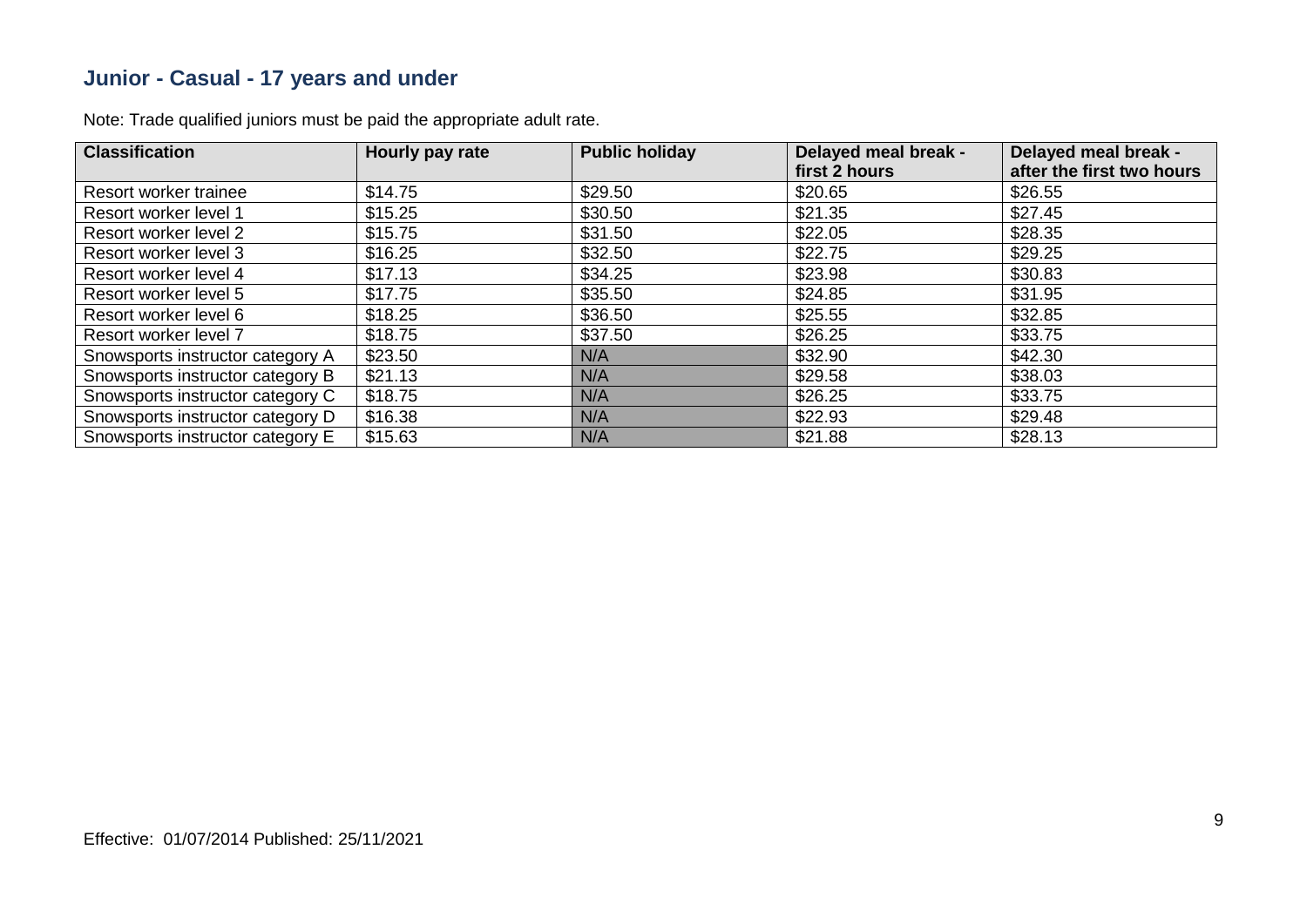## Junior - Casual - 17 years and under

Note: Trade qualified juniors must be paid the appropriate adult rate.

| Classification | Hourly pay rate | Public holiday | Delayed meal break - first 2 hours | Delayed meal break - after the first two hours |
|---|---|---|---|---|
| Resort worker trainee | $14.75 | $29.50 | $20.65 | $26.55 |
| Resort worker level 1 | $15.25 | $30.50 | $21.35 | $27.45 |
| Resort worker level 2 | $15.75 | $31.50 | $22.05 | $28.35 |
| Resort worker level 3 | $16.25 | $32.50 | $22.75 | $29.25 |
| Resort worker level 4 | $17.13 | $34.25 | $23.98 | $30.83 |
| Resort worker level 5 | $17.75 | $35.50 | $24.85 | $31.95 |
| Resort worker level 6 | $18.25 | $36.50 | $25.55 | $32.85 |
| Resort worker level 7 | $18.75 | $37.50 | $26.25 | $33.75 |
| Snowsports instructor category A | $23.50 | N/A | $32.90 | $42.30 |
| Snowsports instructor category B | $21.13 | N/A | $29.58 | $38.03 |
| Snowsports instructor category C | $18.75 | N/A | $26.25 | $33.75 |
| Snowsports instructor category D | $16.38 | N/A | $22.93 | $29.48 |
| Snowsports instructor category E | $15.63 | N/A | $21.88 | $28.13 |

Effective: 01/07/2014 Published: 25/11/2021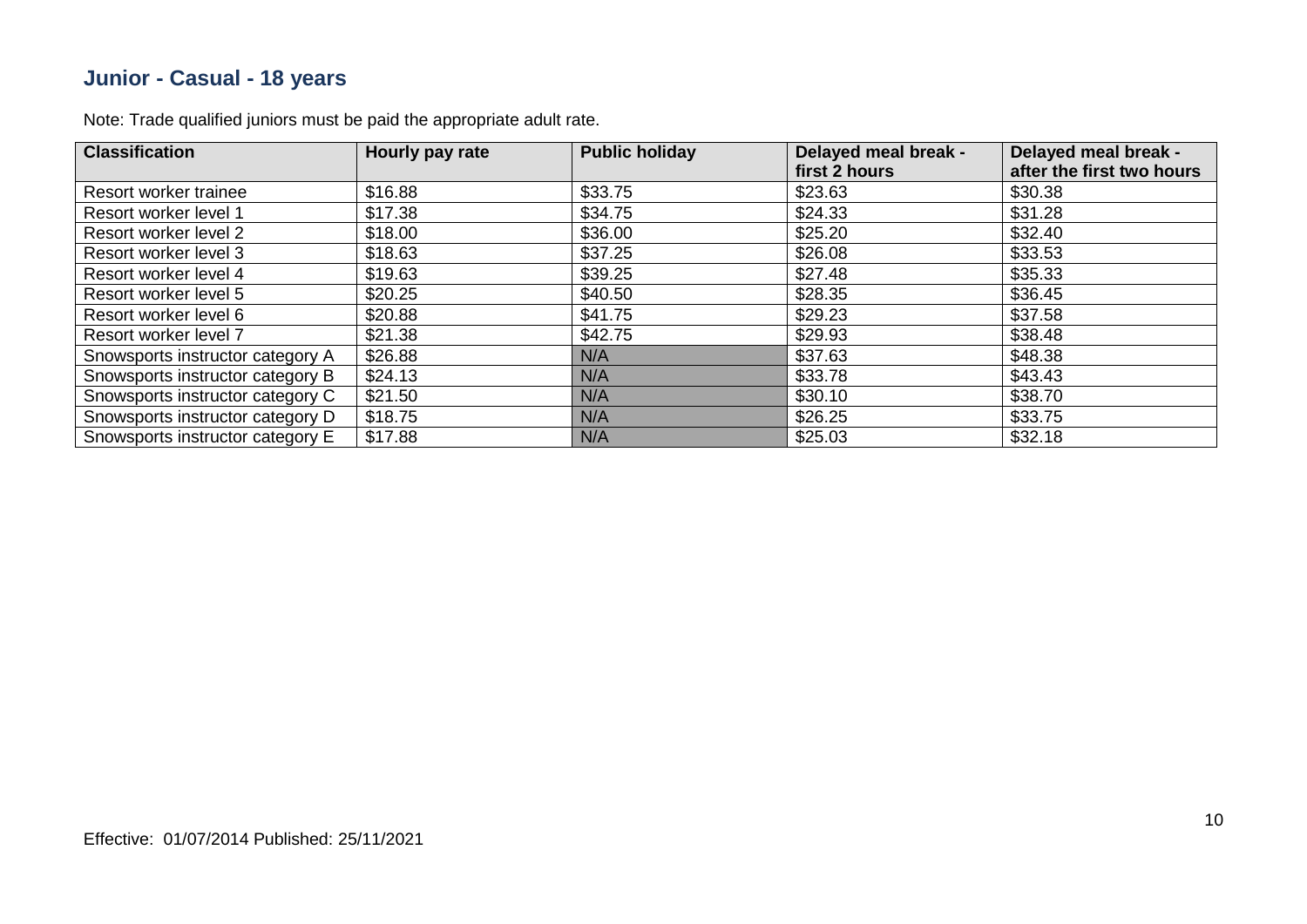## Junior - Casual - 18 years

Note: Trade qualified juniors must be paid the appropriate adult rate.

| Classification | Hourly pay rate | Public holiday | Delayed meal break - first 2 hours | Delayed meal break - after the first two hours |
|---|---|---|---|---|
| Resort worker trainee | $16.88 | $33.75 | $23.63 | $30.38 |
| Resort worker level 1 | $17.38 | $34.75 | $24.33 | $31.28 |
| Resort worker level 2 | $18.00 | $36.00 | $25.20 | $32.40 |
| Resort worker level 3 | $18.63 | $37.25 | $26.08 | $33.53 |
| Resort worker level 4 | $19.63 | $39.25 | $27.48 | $35.33 |
| Resort worker level 5 | $20.25 | $40.50 | $28.35 | $36.45 |
| Resort worker level 6 | $20.88 | $41.75 | $29.23 | $37.58 |
| Resort worker level 7 | $21.38 | $42.75 | $29.93 | $38.48 |
| Snowsports instructor category A | $26.88 | N/A | $37.63 | $48.38 |
| Snowsports instructor category B | $24.13 | N/A | $33.78 | $43.43 |
| Snowsports instructor category C | $21.50 | N/A | $30.10 | $38.70 |
| Snowsports instructor category D | $18.75 | N/A | $26.25 | $33.75 |
| Snowsports instructor category E | $17.88 | N/A | $25.03 | $32.18 |

Effective: 01/07/2014 Published: 25/11/2021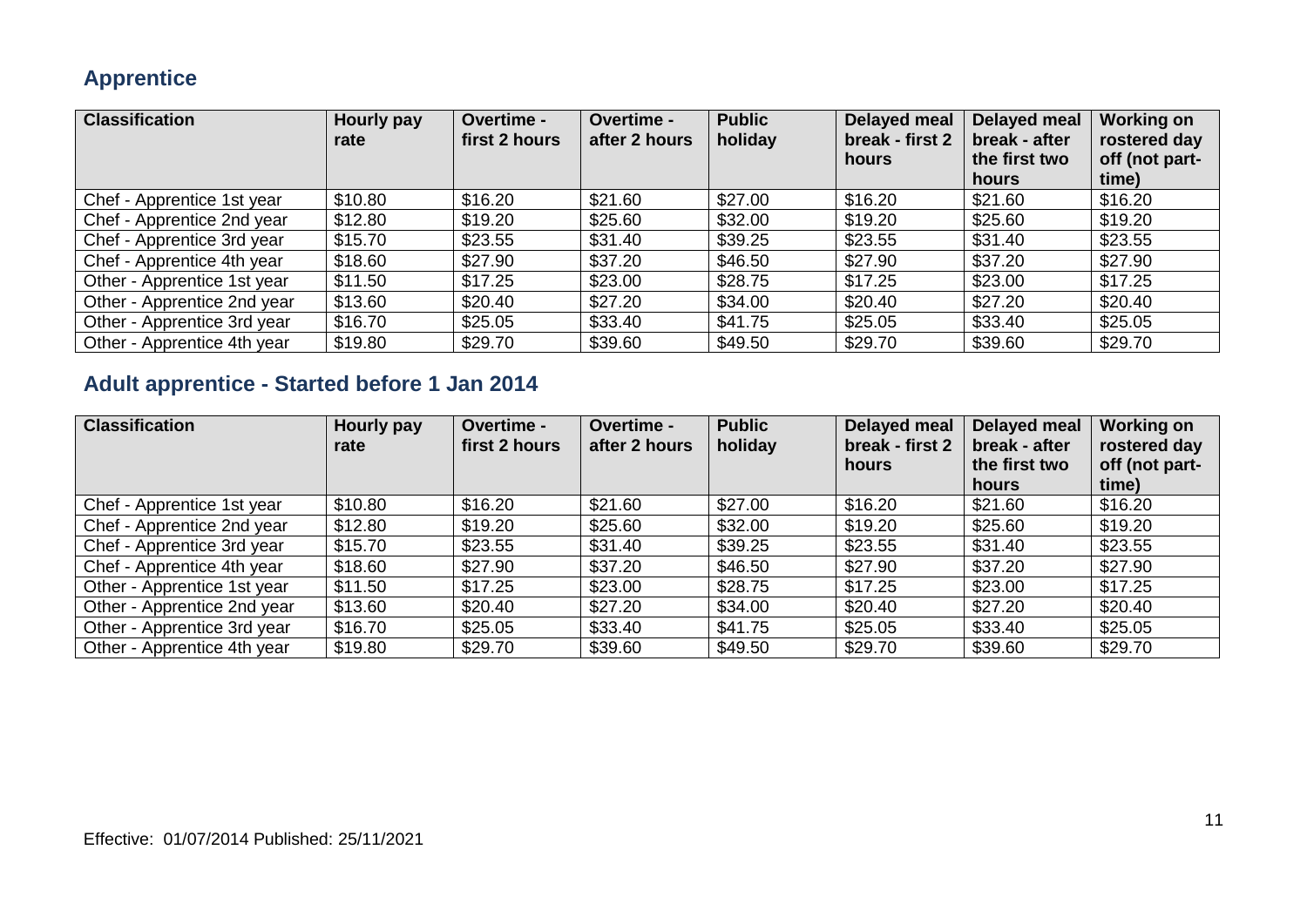## Apprentice

| Classification | Hourly pay rate | Overtime - first 2 hours | Overtime - after 2 hours | Public holiday | Delayed meal break - first 2 hours | Delayed meal break - after the first two hours | Working on rostered day off (not part-time) |
|---|---|---|---|---|---|---|---|
| Chef - Apprentice 1st year | $10.80 | $16.20 | $21.60 | $27.00 | $16.20 | $21.60 | $16.20 |
| Chef - Apprentice 2nd year | $12.80 | $19.20 | $25.60 | $32.00 | $19.20 | $25.60 | $19.20 |
| Chef - Apprentice 3rd year | $15.70 | $23.55 | $31.40 | $39.25 | $23.55 | $31.40 | $23.55 |
| Chef - Apprentice 4th year | $18.60 | $27.90 | $37.20 | $46.50 | $27.90 | $37.20 | $27.90 |
| Other - Apprentice 1st year | $11.50 | $17.25 | $23.00 | $28.75 | $17.25 | $23.00 | $17.25 |
| Other - Apprentice 2nd year | $13.60 | $20.40 | $27.20 | $34.00 | $20.40 | $27.20 | $20.40 |
| Other - Apprentice 3rd year | $16.70 | $25.05 | $33.40 | $41.75 | $25.05 | $33.40 | $25.05 |
| Other - Apprentice 4th year | $19.80 | $29.70 | $39.60 | $49.50 | $29.70 | $39.60 | $29.70 |

## Adult apprentice - Started before 1 Jan 2014

| Classification | Hourly pay rate | Overtime - first 2 hours | Overtime - after 2 hours | Public holiday | Delayed meal break - first 2 hours | Delayed meal break - after the first two hours | Working on rostered day off (not part-time) |
|---|---|---|---|---|---|---|---|
| Chef - Apprentice 1st year | $10.80 | $16.20 | $21.60 | $27.00 | $16.20 | $21.60 | $16.20 |
| Chef - Apprentice 2nd year | $12.80 | $19.20 | $25.60 | $32.00 | $19.20 | $25.60 | $19.20 |
| Chef - Apprentice 3rd year | $15.70 | $23.55 | $31.40 | $39.25 | $23.55 | $31.40 | $23.55 |
| Chef - Apprentice 4th year | $18.60 | $27.90 | $37.20 | $46.50 | $27.90 | $37.20 | $27.90 |
| Other - Apprentice 1st year | $11.50 | $17.25 | $23.00 | $28.75 | $17.25 | $23.00 | $17.25 |
| Other - Apprentice 2nd year | $13.60 | $20.40 | $27.20 | $34.00 | $20.40 | $27.20 | $20.40 |
| Other - Apprentice 3rd year | $16.70 | $25.05 | $33.40 | $41.75 | $25.05 | $33.40 | $25.05 |
| Other - Apprentice 4th year | $19.80 | $29.70 | $39.60 | $49.50 | $29.70 | $39.60 | $29.70 |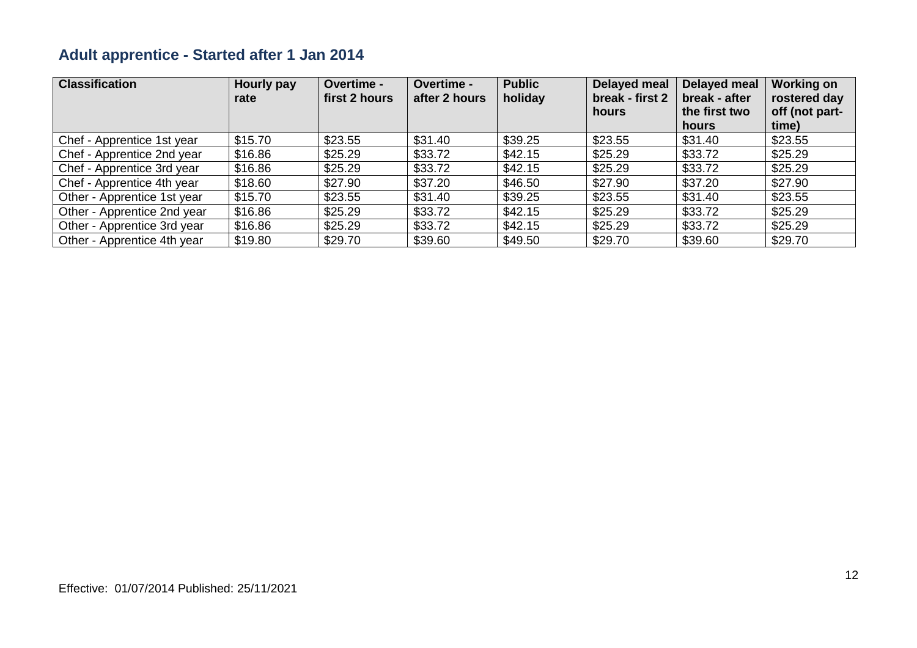## Adult apprentice - Started after 1 Jan 2014

| Classification | Hourly pay rate | Overtime - first 2 hours | Overtime - after 2 hours | Public holiday | Delayed meal break - first 2 hours | Delayed meal break - after the first two hours | Working on rostered day off (not part-time) |
|---|---|---|---|---|---|---|---|
| Chef - Apprentice 1st year | $15.70 | $23.55 | $31.40 | $39.25 | $23.55 | $31.40 | $23.55 |
| Chef - Apprentice 2nd year | $16.86 | $25.29 | $33.72 | $42.15 | $25.29 | $33.72 | $25.29 |
| Chef - Apprentice 3rd year | $16.86 | $25.29 | $33.72 | $42.15 | $25.29 | $33.72 | $25.29 |
| Chef - Apprentice 4th year | $18.60 | $27.90 | $37.20 | $46.50 | $27.90 | $37.20 | $27.90 |
| Other - Apprentice 1st year | $15.70 | $23.55 | $31.40 | $39.25 | $23.55 | $31.40 | $23.55 |
| Other - Apprentice 2nd year | $16.86 | $25.29 | $33.72 | $42.15 | $25.29 | $33.72 | $25.29 |
| Other - Apprentice 3rd year | $16.86 | $25.29 | $33.72 | $42.15 | $25.29 | $33.72 | $25.29 |
| Other - Apprentice 4th year | $19.80 | $29.70 | $39.60 | $49.50 | $29.70 | $39.60 | $29.70 |

Effective: 01/07/2014 Published: 25/11/2021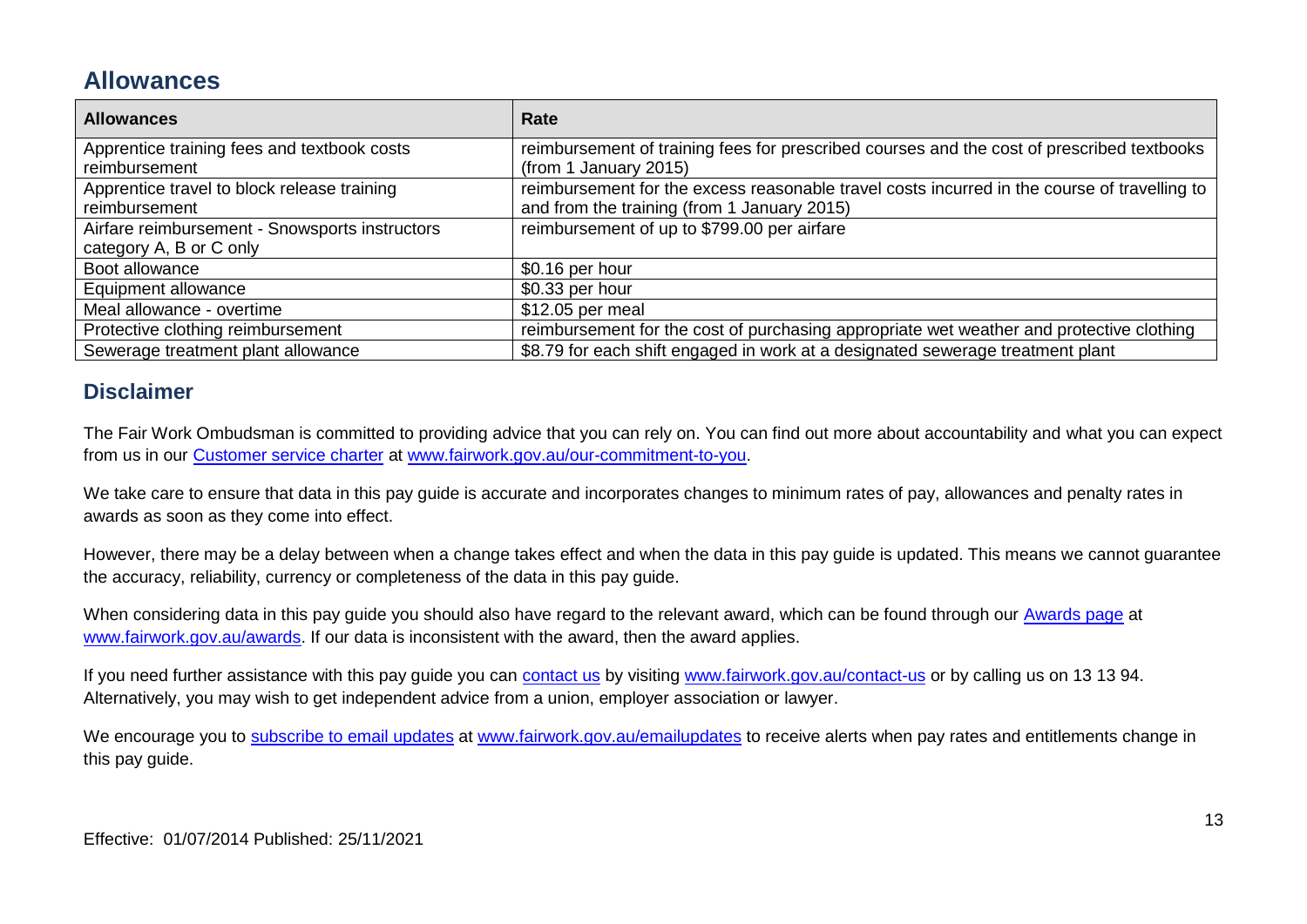## Allowances

| Allowances | Rate |
|---|---|
| Apprentice training fees and textbook costs reimbursement | reimbursement of training fees for prescribed courses and the cost of prescribed textbooks (from 1 January 2015) |
| Apprentice travel to block release training reimbursement | reimbursement for the excess reasonable travel costs incurred in the course of travelling to and from the training (from 1 January 2015) |
| Airfare reimbursement - Snowsports instructors category A, B or C only | reimbursement of up to $799.00 per airfare |
| Boot allowance | $0.16 per hour |
| Equipment allowance | $0.33 per hour |
| Meal allowance - overtime | $12.05 per meal |
| Protective clothing reimbursement | reimbursement for the cost of purchasing appropriate wet weather and protective clothing |
| Sewerage treatment plant allowance | $8.79 for each shift engaged in work at a designated sewerage treatment plant |

## Disclaimer

The Fair Work Ombudsman is committed to providing advice that you can rely on. You can find out more about accountability and what you can expect from us in our Customer service charter at www.fairwork.gov.au/our-commitment-to-you.

We take care to ensure that data in this pay guide is accurate and incorporates changes to minimum rates of pay, allowances and penalty rates in awards as soon as they come into effect.

However, there may be a delay between when a change takes effect and when the data in this pay guide is updated. This means we cannot guarantee the accuracy, reliability, currency or completeness of the data in this pay guide.

When considering data in this pay guide you should also have regard to the relevant award, which can be found through our Awards page at www.fairwork.gov.au/awards. If our data is inconsistent with the award, then the award applies.

If you need further assistance with this pay guide you can contact us by visiting www.fairwork.gov.au/contact-us or by calling us on 13 13 94. Alternatively, you may wish to get independent advice from a union, employer association or lawyer.

We encourage you to subscribe to email updates at www.fairwork.gov.au/emailupdates to receive alerts when pay rates and entitlements change in this pay guide.

Effective: 01/07/2014 Published: 25/11/2021